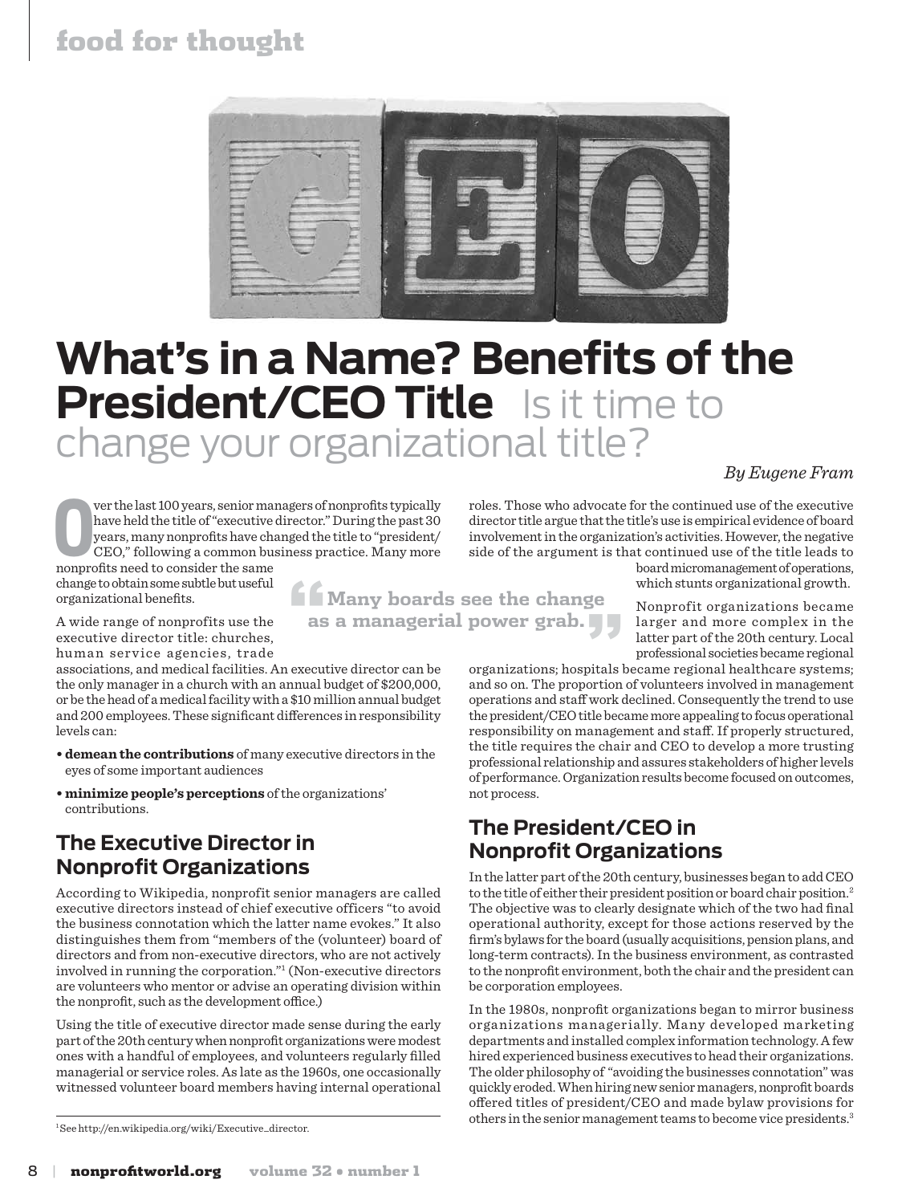# What's in a Name? Benefits of the President/CEO Title

## Is it time to change your organizational title?

*By Eugene Fram*

Over the last 100 years, senior managers of nonprofits typically have held the title of "executive director." During the past 30 years, many nonprofits have changed the title to "president/CEO," following a common business practice. Many more nonprofits need to consider the same change to obtain some subtle but useful organizational benefits.

A wide range of nonprofits use the executive director title: churches, human service agencies, trade associations, and medical facilities. An executive director can be the only manager in a church with an annual budget of $200,000, or be the head of a medical facility with a $10 million annual budget and 200 employees. These significant differences in responsibility levels can:

- **demean the contributions** of many executive directors in the eyes of some important audiences
- **minimize people's perceptions** of the organizations' contributions.

## The Executive Director in Nonprofit Organizations

According to Wikipedia, nonprofit senior managers are called executive directors instead of chief executive officers "to avoid the business connotation which the latter name evokes." It also distinguishes them from "members of the (volunteer) board of directors and from non-executive directors, who are not actively involved in running the corporation."[1] (Non-executive directors are volunteers who mentor or advise an operating division within the nonprofit, such as the development office.)

Using the title of executive director made sense during the early part of the 20th century when nonprofit organizations were modest ones with a handful of employees, and volunteers regularly filled managerial or service roles. As late as the 1960s, one occasionally witnessed volunteer board members having internal operational roles. Those who advocate for the continued use of the executive director title argue that the title's use is empirical evidence of board involvement in the organization's activities. However, the negative side of the argument is that continued use of the title leads to board micromanagement of operations, which stunts organizational growth.

> "Many boards see the change as a managerial power grab."

Nonprofit organizations became larger and more complex in the latter part of the 20th century. Local professional societies became regional organizations; hospitals became regional healthcare systems; and so on. The proportion of volunteers involved in management operations and staff work declined. Consequently the trend to use the president/CEO title became more appealing to focus operational responsibility on management and staff. If properly structured, the title requires the chair and CEO to develop a more trusting professional relationship and assures stakeholders of higher levels of performance. Organization results become focused on outcomes, not process.

## The President/CEO in Nonprofit Organizations

In the latter part of the 20th century, businesses began to add CEO to the title of either their president position or board chair position.[2] The objective was to clearly designate which of the two had final operational authority, except for those actions reserved by the firm's bylaws for the board (usually acquisitions, pension plans, and long-term contracts). In the business environment, as contrasted to the nonprofit environment, both the chair and the president can be corporation employees.

In the 1980s, nonprofit organizations began to mirror business organizations managerially. Many developed marketing departments and installed complex information technology. A few hired experienced business executives to head their organizations. The older philosophy of "avoiding the businesses connotation" was quickly eroded. When hiring new senior managers, nonprofit boards offered titles of president/CEO and made bylaw provisions for others in the senior management teams to become vice presidents.[3]

---

[1] See http://en.wikipedia.org/wiki/Executive_director.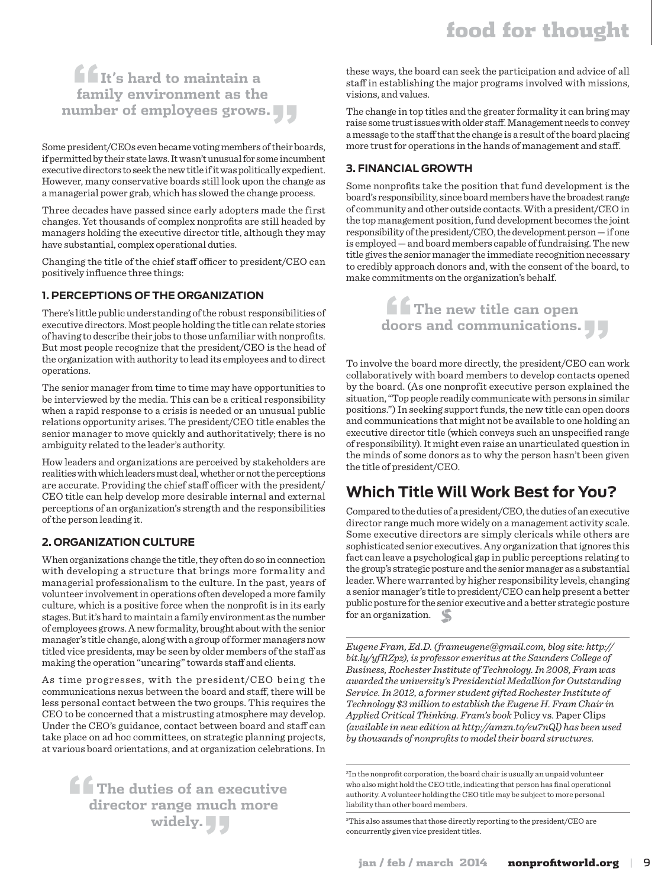> "It's hard to maintain a family environment as the number of employees grows."

Some president/CEOs even became voting members of their boards, if permitted by their state laws. It wasn't unusual for some incumbent executive directors to seek the new title if it was politically expedient. However, many conservative boards still look upon the change as a managerial power grab, which has slowed the change process.

Three decades have passed since early adopters made the first changes. Yet thousands of complex nonprofits are still headed by managers holding the executive director title, although they may have substantial, complex operational duties.

Changing the title of the chief staff officer to president/CEO can positively influence three things:

### 1. PERCEPTIONS OF THE ORGANIZATION

There's little public understanding of the robust responsibilities of executive directors. Most people holding the title can relate stories of having to describe their jobs to those unfamiliar with nonprofits. But most people recognize that the president/CEO is the head of the organization with authority to lead its employees and to direct operations.

The senior manager from time to time may have opportunities to be interviewed by the media. This can be a critical responsibility when a rapid response to a crisis is needed or an unusual public relations opportunity arises. The president/CEO title enables the senior manager to move quickly and authoritatively; there is no ambiguity related to the leader's authority.

How leaders and organizations are perceived by stakeholders are realities with which leaders must deal, whether or not the perceptions are accurate. Providing the chief staff officer with the president/CEO title can help develop more desirable internal and external perceptions of an organization's strength and the responsibilities of the person leading it.

### 2. ORGANIZATION CULTURE

When organizations change the title, they often do so in connection with developing a structure that brings more formality and managerial professionalism to the culture. In the past, years of volunteer involvement in operations often developed a more family culture, which is a positive force when the nonprofit is in its early stages. But it's hard to maintain a family environment as the number of employees grows. A new formality, brought about with the senior manager's title change, along with a group of former managers now titled vice presidents, may be seen by older members of the staff as making the operation "uncaring" towards staff and clients.

As time progresses, with the president/CEO being the communications nexus between the board and staff, there will be less personal contact between the two groups. This requires the CEO to be concerned that a mistrusting atmosphere may develop. Under the CEO's guidance, contact between board and staff can take place on ad hoc committees, on strategic planning projects, at various board orientations, and at organization celebrations. In these ways, the board can seek the participation and advice of all staff in establishing the major programs involved with missions, visions, and values.

> "The duties of an executive director range much more widely."

The change in top titles and the greater formality it can bring may raise some trust issues with older staff. Management needs to convey a message to the staff that the change is a result of the board placing more trust for operations in the hands of management and staff.

### 3. FINANCIAL GROWTH

Some nonprofits take the position that fund development is the board's responsibility, since board members have the broadest range of community and other outside contacts. With a president/CEO in the top management position, fund development becomes the joint responsibility of the president/CEO, the development person — if one is employed — and board members capable of fundraising. The new title gives the senior manager the immediate recognition necessary to credibly approach donors and, with the consent of the board, to make commitments on the organization's behalf.

> "The new title can open doors and communications."

To involve the board more directly, the president/CEO can work collaboratively with board members to develop contacts opened by the board. (As one nonprofit executive person explained the situation, "Top people readily communicate with persons in similar positions.") In seeking support funds, the new title can open doors and communications that might not be available to one holding an executive director title (which conveys such an unspecified range of responsibility). It might even raise an unarticulated question in the minds of some donors as to why the person hasn't been given the title of president/CEO.

## Which Title Will Work Best for You?

Compared to the duties of a president/CEO, the duties of an executive director range much more widely on a management activity scale. Some executive directors are simply clericals while others are sophisticated senior executives. Any organization that ignores this fact can leave a psychological gap in public perceptions relating to the group's strategic posture and the senior manager as a substantial leader. Where warranted by higher responsibility levels, changing a senior manager's title to president/CEO can help present a better public posture for the senior executive and a better strategic posture for an organization.

---

*Eugene Fram, Ed.D. (frameugene@gmail.com, blog site: http://bit.ly/yfRZpz), is professor emeritus at the Saunders College of Business, Rochester Institute of Technology. In 2008, Fram was awarded the university's Presidential Medallion for Outstanding Service. In 2012, a former student gifted Rochester Institute of Technology $3 million to establish the Eugene H. Fram Chair in Applied Critical Thinking. Fram's book* Policy vs. Paper Clips *(available in new edition at http://amzn.to/eu7nQl) has been used by thousands of nonprofits to model their board structures.*

---

[2] In the nonprofit corporation, the board chair is usually an unpaid volunteer who also might hold the CEO title, indicating that person has final operational authority. A volunteer holding the CEO title may be subject to more personal liability than other board members.

[3] This also assumes that those directly reporting to the president/CEO are concurrently given vice president titles.